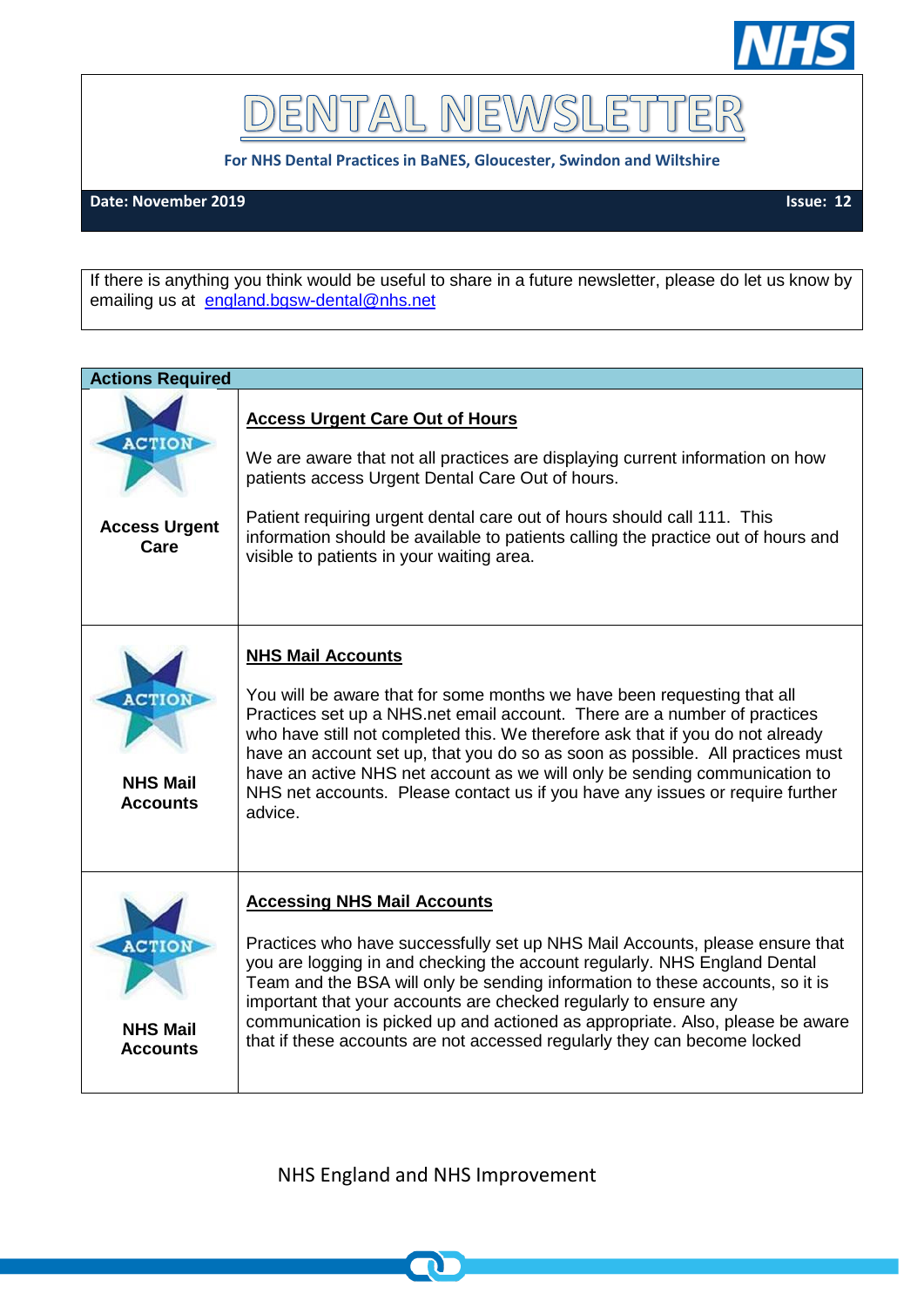# DENTAL NEWSLETTER

**For NHS Dental Practices in BaNES, Gloucester, Swindon and Wiltshire**

**Date: November 2019** | **Issue: 12**

If there is anything you think would be useful to share in a future newsletter, please do let us know by emailing us at england.bgsw-dental@nhs.net

| Actions Required | |
|---|---|
| ACTION **Access Urgent Care** | **Access Urgent Care Out of Hours**<br><br>We are aware that not all practices are displaying current information on how patients access Urgent Dental Care Out of hours.<br><br>Patient requiring urgent dental care out of hours should call 111. This information should be available to patients calling the practice out of hours and visible to patients in your waiting area. |
| ACTION **NHS Mail Accounts** | **NHS Mail Accounts**<br><br>You will be aware that for some months we have been requesting that all Practices set up a NHS.net email account. There are a number of practices who have still not completed this. We therefore ask that if you do not already have an account set up, that you do so as soon as possible. All practices must have an active NHS net account as we will only be sending communication to NHS net accounts. Please contact us if you have any issues or require further advice. |
| ACTION **NHS Mail Accounts** | **Accessing NHS Mail Accounts**<br><br>Practices who have successfully set up NHS Mail Accounts, please ensure that you are logging in and checking the account regularly. NHS England Dental Team and the BSA will only be sending information to these accounts, so it is important that your accounts are checked regularly to ensure any communication is picked up and actioned as appropriate. Also, please be aware that if these accounts are not accessed regularly they can become locked |

NHS England and NHS Improvement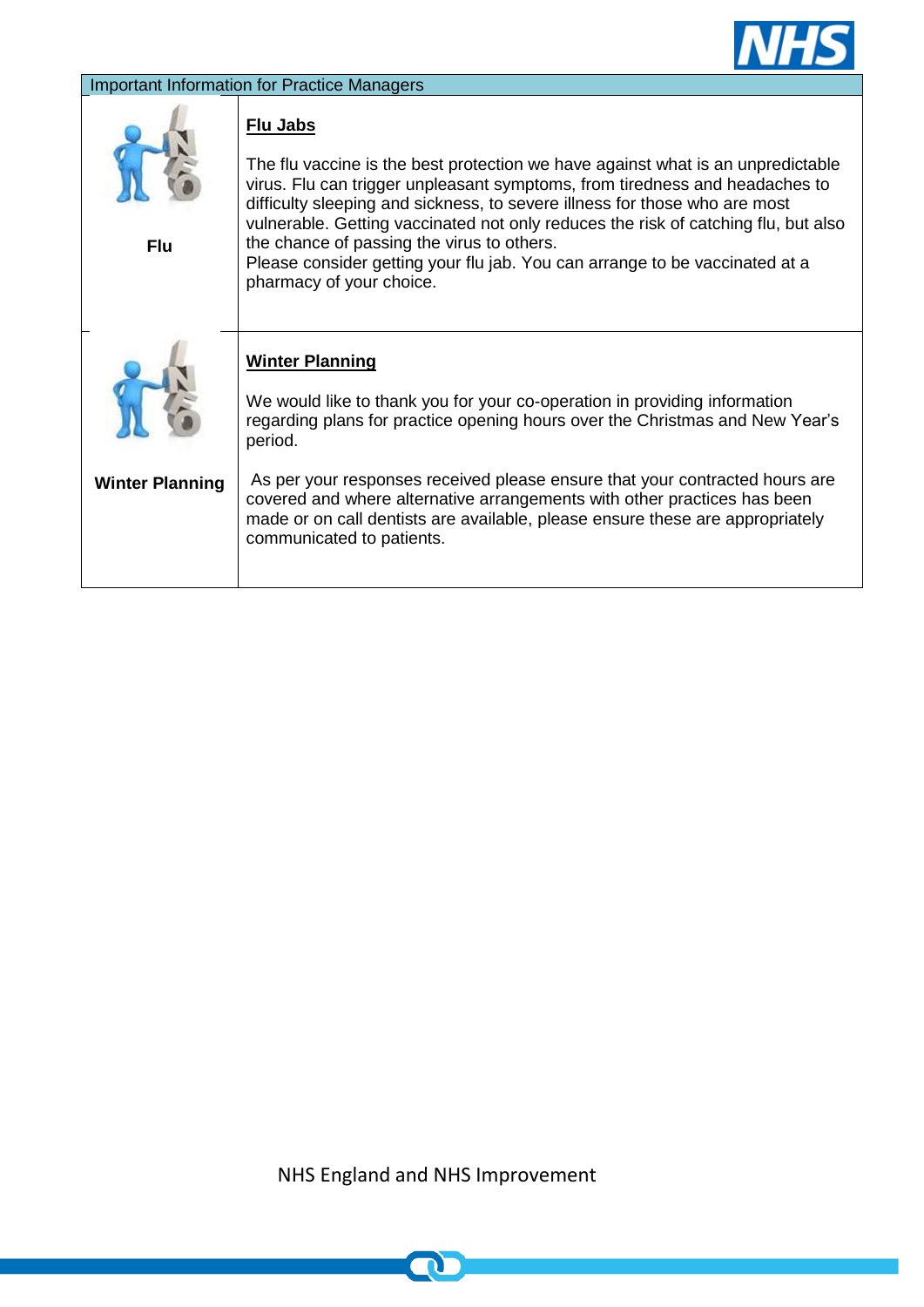| Important Information for Practice Managers | |
|---|---|
| **Flu** | **Flu Jabs**<br><br>The flu vaccine is the best protection we have against what is an unpredictable virus. Flu can trigger unpleasant symptoms, from tiredness and headaches to difficulty sleeping and sickness, to severe illness for those who are most vulnerable. Getting vaccinated not only reduces the risk of catching flu, but also the chance of passing the virus to others.<br>Please consider getting your flu jab. You can arrange to be vaccinated at a pharmacy of your choice. |
| **Winter Planning** | **Winter Planning**<br><br>We would like to thank you for your co-operation in providing information regarding plans for practice opening hours over the Christmas and New Year's period.<br><br>As per your responses received please ensure that your contracted hours are covered and where alternative arrangements with other practices has been made or on call dentists are available, please ensure these are appropriately communicated to patients. |

NHS England and NHS Improvement